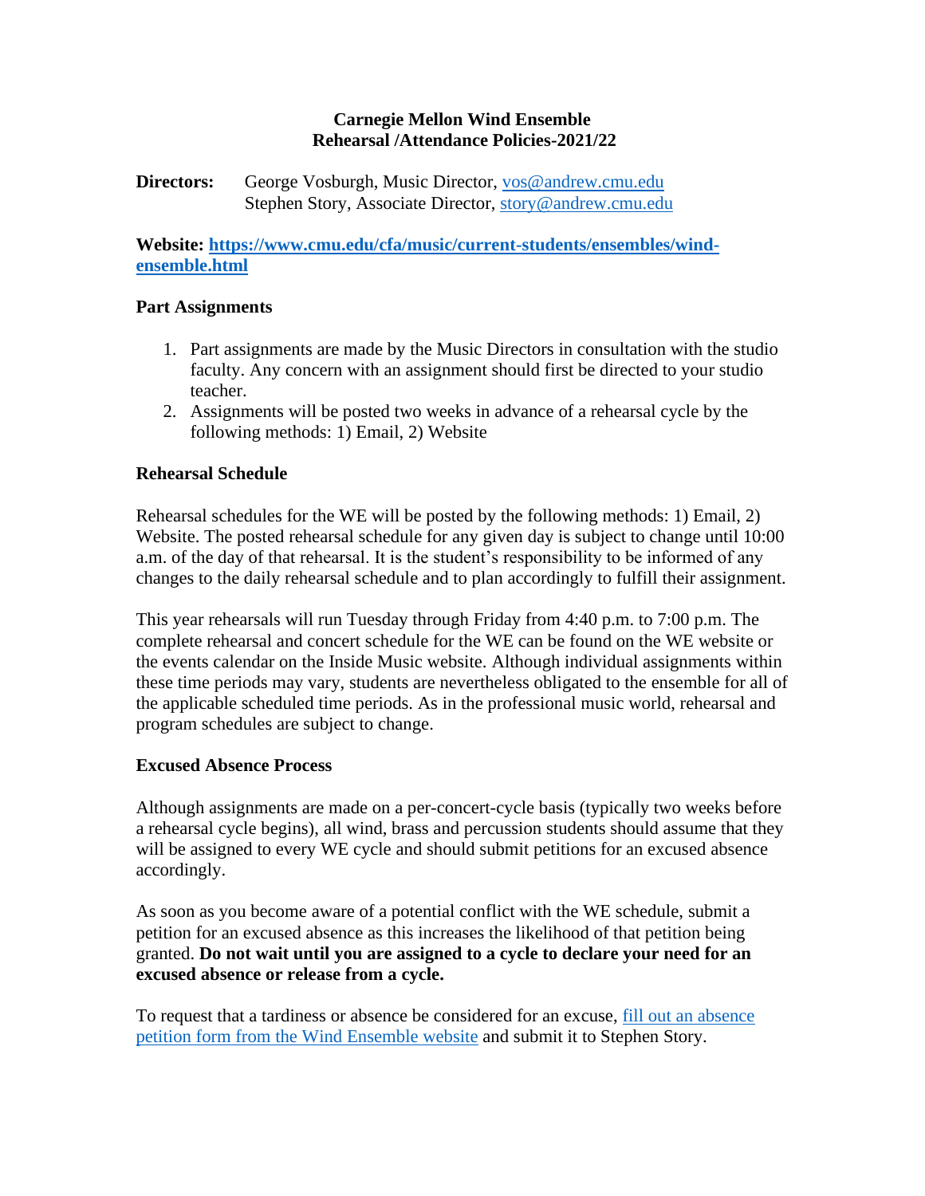# Carnegie Mellon Wind Ensemble
## Rehearsal /Attendance Policies-2021/22

**Directors:** George Vosburgh, Music Director, [vos@andrew.cmu.edu](mailto:vos@andrew.cmu.edu)
Stephen Story, Associate Director, [story@andrew.cmu.edu](mailto:story@andrew.cmu.edu)

**Website: [https://www.cmu.edu/cfa/music/current-students/ensembles/wind-ensemble.html](https://www.cmu.edu/cfa/music/current-students/ensembles/wind-ensemble.html)**

### Part Assignments

1. Part assignments are made by the Music Directors in consultation with the studio faculty. Any concern with an assignment should first be directed to your studio teacher.
2. Assignments will be posted two weeks in advance of a rehearsal cycle by the following methods: 1) Email, 2) Website

### Rehearsal Schedule

Rehearsal schedules for the WE will be posted by the following methods: 1) Email, 2) Website. The posted rehearsal schedule for any given day is subject to change until 10:00 a.m. of the day of that rehearsal. It is the student's responsibility to be informed of any changes to the daily rehearsal schedule and to plan accordingly to fulfill their assignment.

This year rehearsals will run Tuesday through Friday from 4:40 p.m. to 7:00 p.m. The complete rehearsal and concert schedule for the WE can be found on the WE website or the events calendar on the Inside Music website. Although individual assignments within these time periods may vary, students are nevertheless obligated to the ensemble for all of the applicable scheduled time periods. As in the professional music world, rehearsal and program schedules are subject to change.

### Excused Absence Process

Although assignments are made on a per-concert-cycle basis (typically two weeks before a rehearsal cycle begins), all wind, brass and percussion students should assume that they will be assigned to every WE cycle and should submit petitions for an excused absence accordingly.

As soon as you become aware of a potential conflict with the WE schedule, submit a petition for an excused absence as this increases the likelihood of that petition being granted. **Do not wait until you are assigned to a cycle to declare your need for an excused absence or release from a cycle.**

To request that a tardiness or absence be considered for an excuse, fill out an absence petition form from the Wind Ensemble website and submit it to Stephen Story.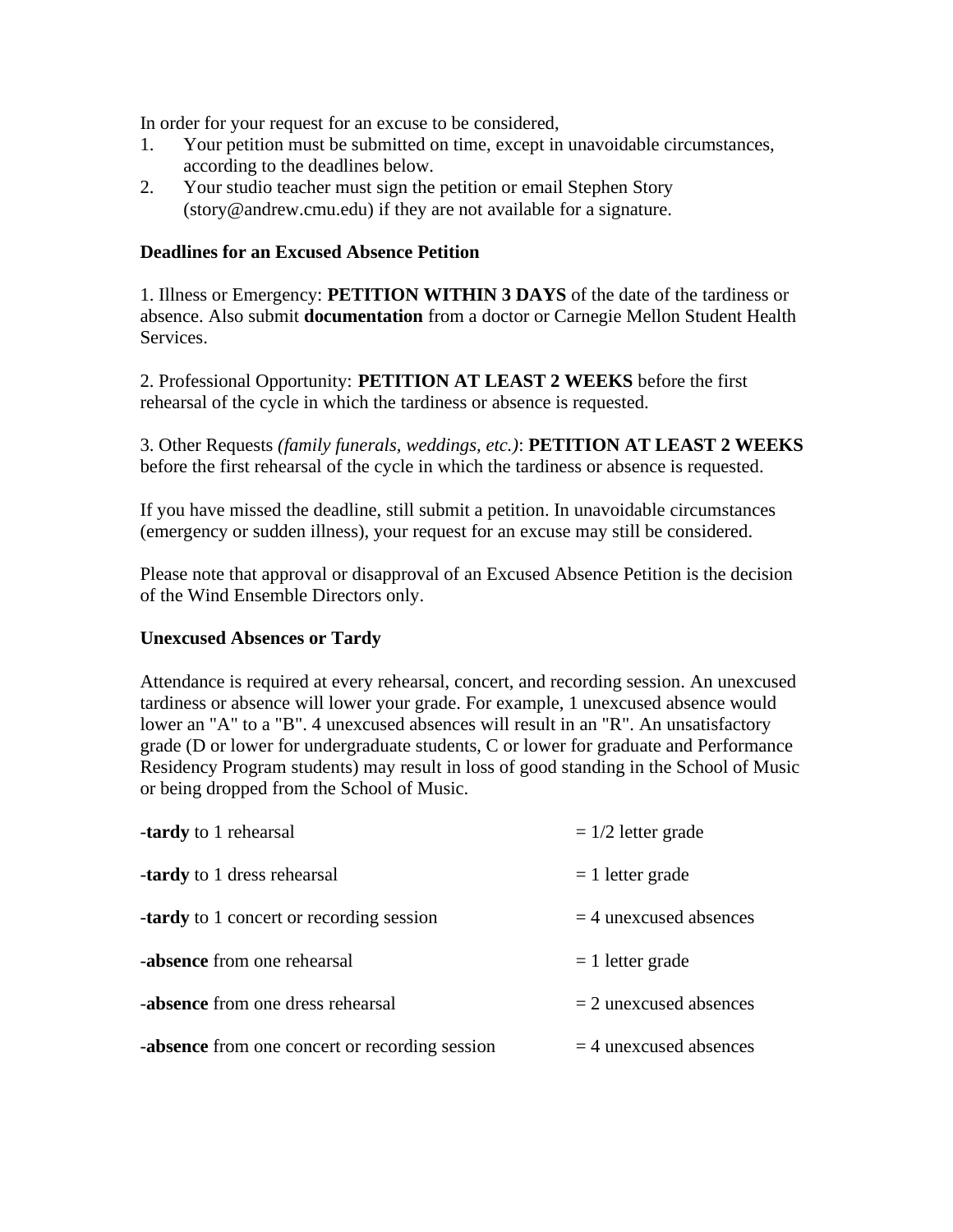In order for your request for an excuse to be considered,

1. Your petition must be submitted on time, except in unavoidable circumstances, according to the deadlines below.
2. Your studio teacher must sign the petition or email Stephen Story (story@andrew.cmu.edu) if they are not available for a signature.

**Deadlines for an Excused Absence Petition**

1. Illness or Emergency: **PETITION WITHIN 3 DAYS** of the date of the tardiness or absence. Also submit **documentation** from a doctor or Carnegie Mellon Student Health Services.

2. Professional Opportunity: **PETITION AT LEAST 2 WEEKS** before the first rehearsal of the cycle in which the tardiness or absence is requested.

3. Other Requests *(family funerals, weddings, etc.)*: **PETITION AT LEAST 2 WEEKS** before the first rehearsal of the cycle in which the tardiness or absence is requested.

If you have missed the deadline, still submit a petition. In unavoidable circumstances (emergency or sudden illness), your request for an excuse may still be considered.

Please note that approval or disapproval of an Excused Absence Petition is the decision of the Wind Ensemble Directors only.

**Unexcused Absences or Tardy**

Attendance is required at every rehearsal, concert, and recording session. An unexcused tardiness or absence will lower your grade. For example, 1 unexcused absence would lower an "A" to a "B". 4 unexcused absences will result in an "R". An unsatisfactory grade (D or lower for undergraduate students, C or lower for graduate and Performance Residency Program students) may result in loss of good standing in the School of Music or being dropped from the School of Music.

| | |
|---|---|
| -**tardy** to 1 rehearsal | = 1/2 letter grade |
| -**tardy** to 1 dress rehearsal | = 1 letter grade |
| -**tardy** to 1 concert or recording session | = 4 unexcused absences |
| -**absence** from one rehearsal | = 1 letter grade |
| -**absence** from one dress rehearsal | = 2 unexcused absences |
| -**absence** from one concert or recording session | = 4 unexcused absences |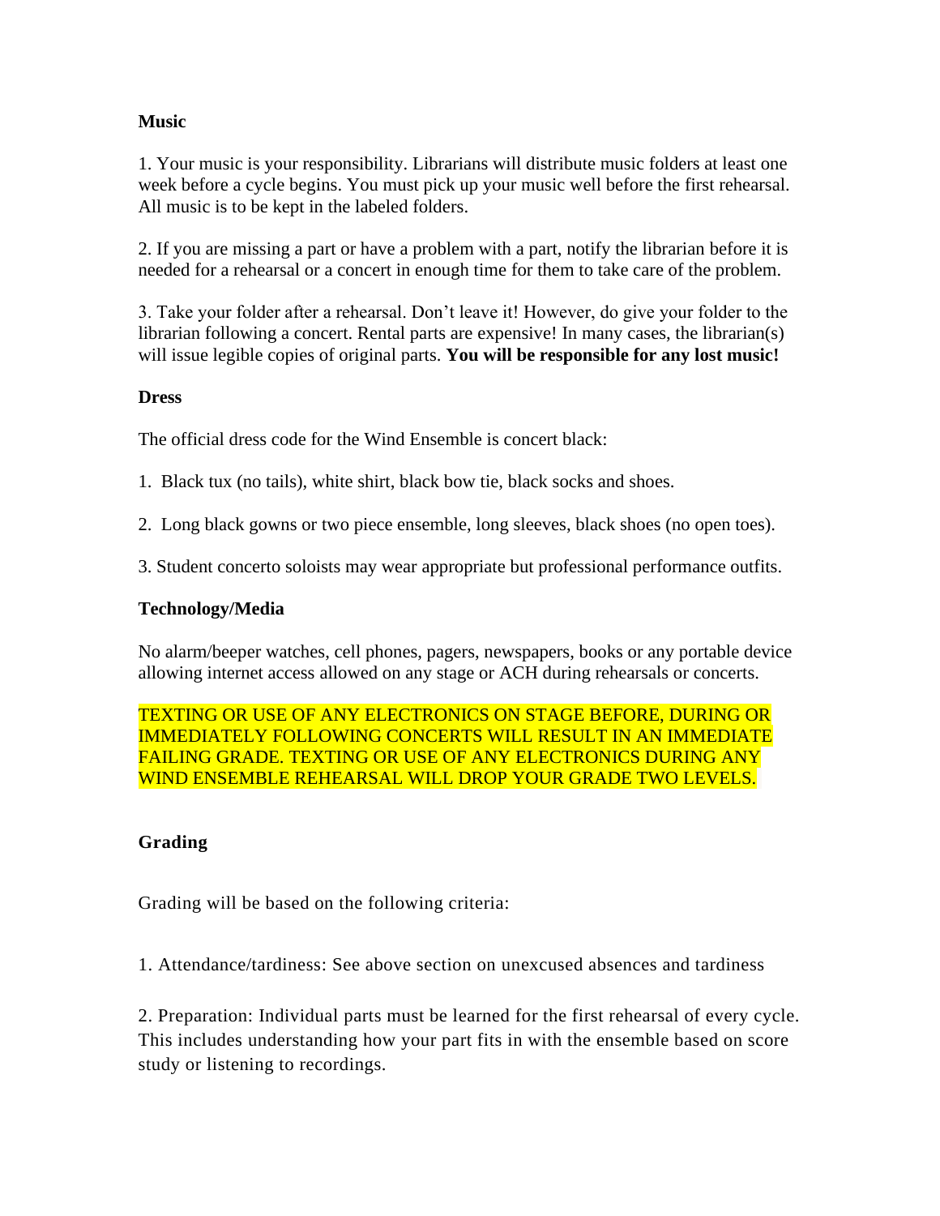**Music**

1. Your music is your responsibility. Librarians will distribute music folders at least one week before a cycle begins. You must pick up your music well before the first rehearsal. All music is to be kept in the labeled folders.

2. If you are missing a part or have a problem with a part, notify the librarian before it is needed for a rehearsal or a concert in enough time for them to take care of the problem.

3. Take your folder after a rehearsal. Don't leave it! However, do give your folder to the librarian following a concert. Rental parts are expensive! In many cases, the librarian(s) will issue legible copies of original parts. **You will be responsible for any lost music!**

**Dress**

The official dress code for the Wind Ensemble is concert black:

1. Black tux (no tails), white shirt, black bow tie, black socks and shoes.

2. Long black gowns or two piece ensemble, long sleeves, black shoes (no open toes).

3. Student concerto soloists may wear appropriate but professional performance outfits.

**Technology/Media**

No alarm/beeper watches, cell phones, pagers, newspapers, books or any portable device allowing internet access allowed on any stage or ACH during rehearsals or concerts.

TEXTING OR USE OF ANY ELECTRONICS ON STAGE BEFORE, DURING OR IMMEDIATELY FOLLOWING CONCERTS WILL RESULT IN AN IMMEDIATE FAILING GRADE. TEXTING OR USE OF ANY ELECTRONICS DURING ANY WIND ENSEMBLE REHEARSAL WILL DROP YOUR GRADE TWO LEVELS.

**Grading**

Grading will be based on the following criteria:

1. Attendance/tardiness: See above section on unexcused absences and tardiness

2. Preparation: Individual parts must be learned for the first rehearsal of every cycle. This includes understanding how your part fits in with the ensemble based on score study or listening to recordings.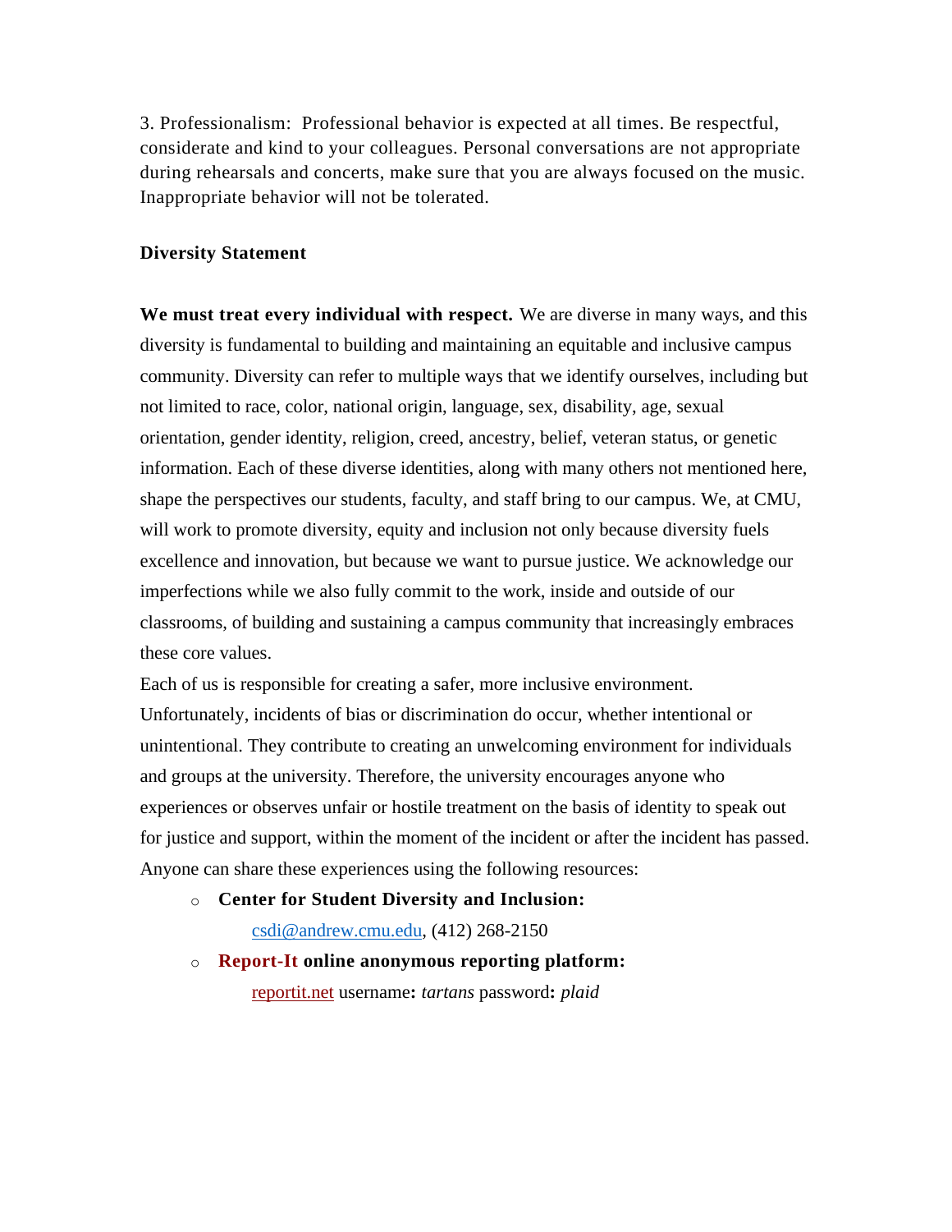3. Professionalism: Professional behavior is expected at all times. Be respectful, considerate and kind to your colleagues. Personal conversations are not appropriate during rehearsals and concerts, make sure that you are always focused on the music. Inappropriate behavior will not be tolerated.

**Diversity Statement**

**We must treat every individual with respect.** We are diverse in many ways, and this diversity is fundamental to building and maintaining an equitable and inclusive campus community. Diversity can refer to multiple ways that we identify ourselves, including but not limited to race, color, national origin, language, sex, disability, age, sexual orientation, gender identity, religion, creed, ancestry, belief, veteran status, or genetic information. Each of these diverse identities, along with many others not mentioned here, shape the perspectives our students, faculty, and staff bring to our campus. We, at CMU, will work to promote diversity, equity and inclusion not only because diversity fuels excellence and innovation, but because we want to pursue justice. We acknowledge our imperfections while we also fully commit to the work, inside and outside of our classrooms, of building and sustaining a campus community that increasingly embraces these core values.

Each of us is responsible for creating a safer, more inclusive environment. Unfortunately, incidents of bias or discrimination do occur, whether intentional or unintentional. They contribute to creating an unwelcoming environment for individuals and groups at the university. Therefore, the university encourages anyone who experiences or observes unfair or hostile treatment on the basis of identity to speak out for justice and support, within the moment of the incident or after the incident has passed. Anyone can share these experiences using the following resources:

- **Center for Student Diversity and Inclusion:**
  csdi@andrew.cmu.edu, (412) 268-2150
- **Report-It online anonymous reporting platform:**
  reportit.net username**:** *tartans* password**:** *plaid*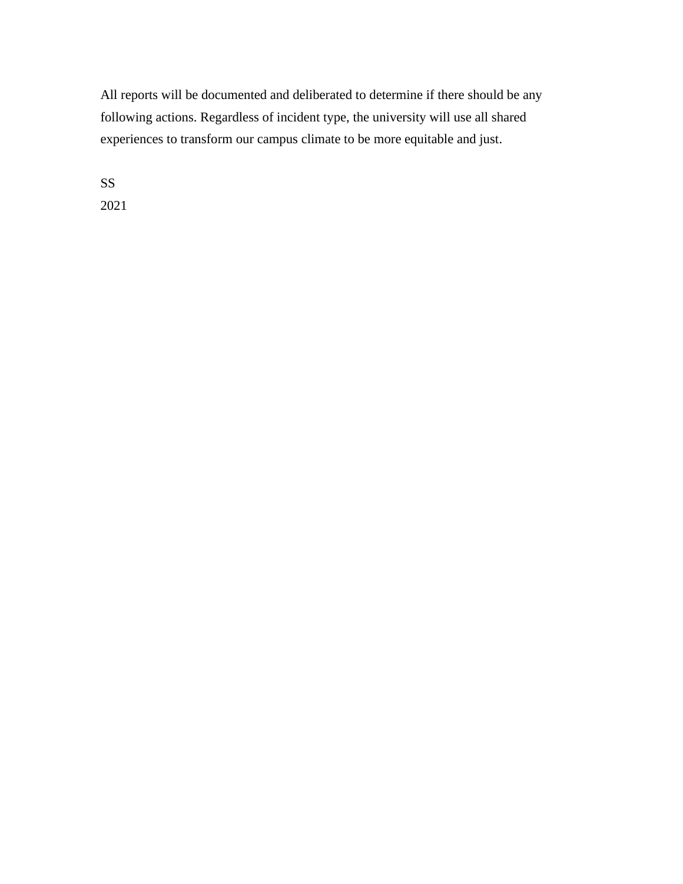All reports will be documented and deliberated to determine if there should be any following actions. Regardless of incident type, the university will use all shared experiences to transform our campus climate to be more equitable and just.

SS
2021